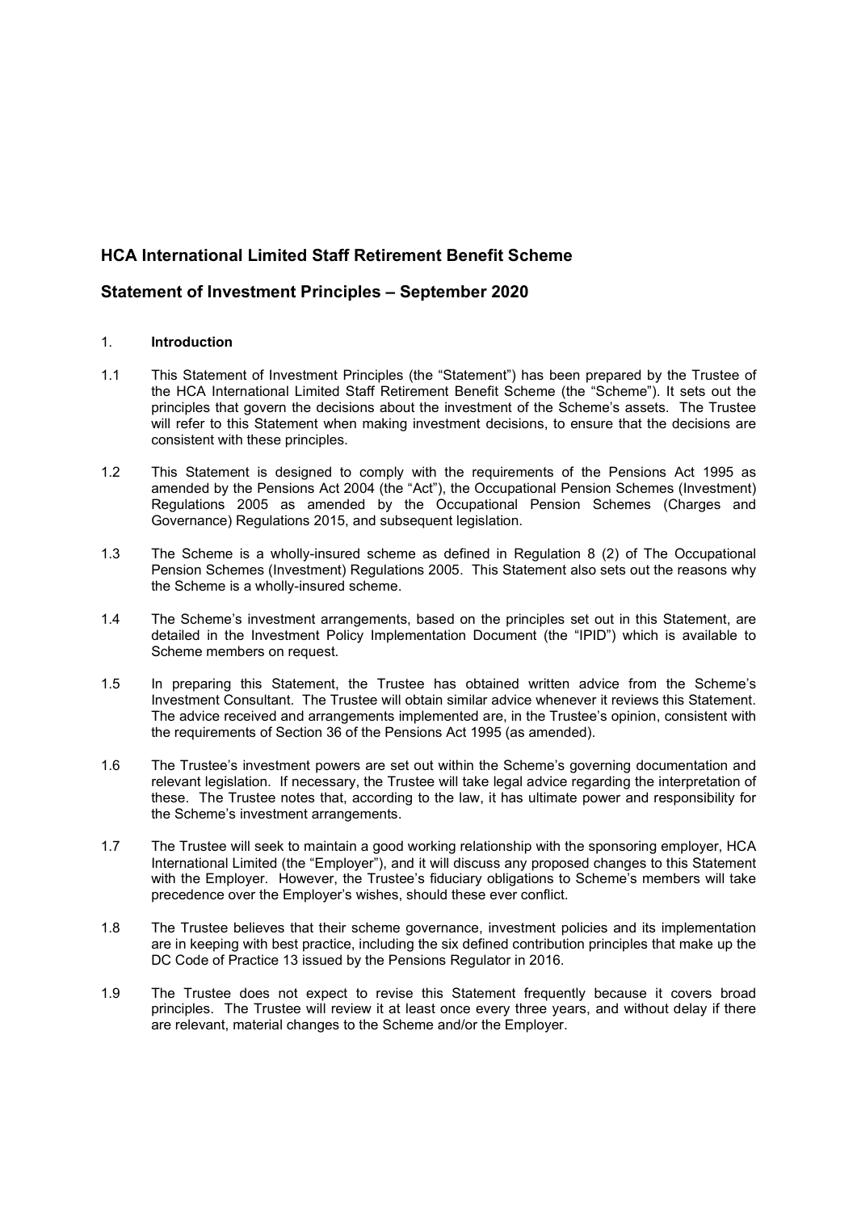## HCA International Limited Staff Retirement Benefit Scheme

## Statement of Investment Principles – September 2020

### 1. Introduction

1.1 This Statement of Investment Principles (the "Statement") has been prepared by the Trustee of the HCA International Limited Staff Retirement Benefit Scheme (the "Scheme"). It sets out the principles that govern the decisions about the investment of the Scheme's assets. The Trustee will refer to this Statement when making investment decisions, to ensure that the decisions are consistent with these principles.

1.2 This Statement is designed to comply with the requirements of the Pensions Act 1995 as amended by the Pensions Act 2004 (the "Act"), the Occupational Pension Schemes (Investment) Regulations 2005 as amended by the Occupational Pension Schemes (Charges and Governance) Regulations 2015, and subsequent legislation.

1.3 The Scheme is a wholly-insured scheme as defined in Regulation 8 (2) of The Occupational Pension Schemes (Investment) Regulations 2005. This Statement also sets out the reasons why the Scheme is a wholly-insured scheme.

1.4 The Scheme's investment arrangements, based on the principles set out in this Statement, are detailed in the Investment Policy Implementation Document (the "IPID") which is available to Scheme members on request.

1.5 In preparing this Statement, the Trustee has obtained written advice from the Scheme's Investment Consultant. The Trustee will obtain similar advice whenever it reviews this Statement. The advice received and arrangements implemented are, in the Trustee's opinion, consistent with the requirements of Section 36 of the Pensions Act 1995 (as amended).

1.6 The Trustee's investment powers are set out within the Scheme's governing documentation and relevant legislation. If necessary, the Trustee will take legal advice regarding the interpretation of these. The Trustee notes that, according to the law, it has ultimate power and responsibility for the Scheme's investment arrangements.

1.7 The Trustee will seek to maintain a good working relationship with the sponsoring employer, HCA International Limited (the "Employer"), and it will discuss any proposed changes to this Statement with the Employer. However, the Trustee's fiduciary obligations to Scheme's members will take precedence over the Employer's wishes, should these ever conflict.

1.8 The Trustee believes that their scheme governance, investment policies and its implementation are in keeping with best practice, including the six defined contribution principles that make up the DC Code of Practice 13 issued by the Pensions Regulator in 2016.

1.9 The Trustee does not expect to revise this Statement frequently because it covers broad principles. The Trustee will review it at least once every three years, and without delay if there are relevant, material changes to the Scheme and/or the Employer.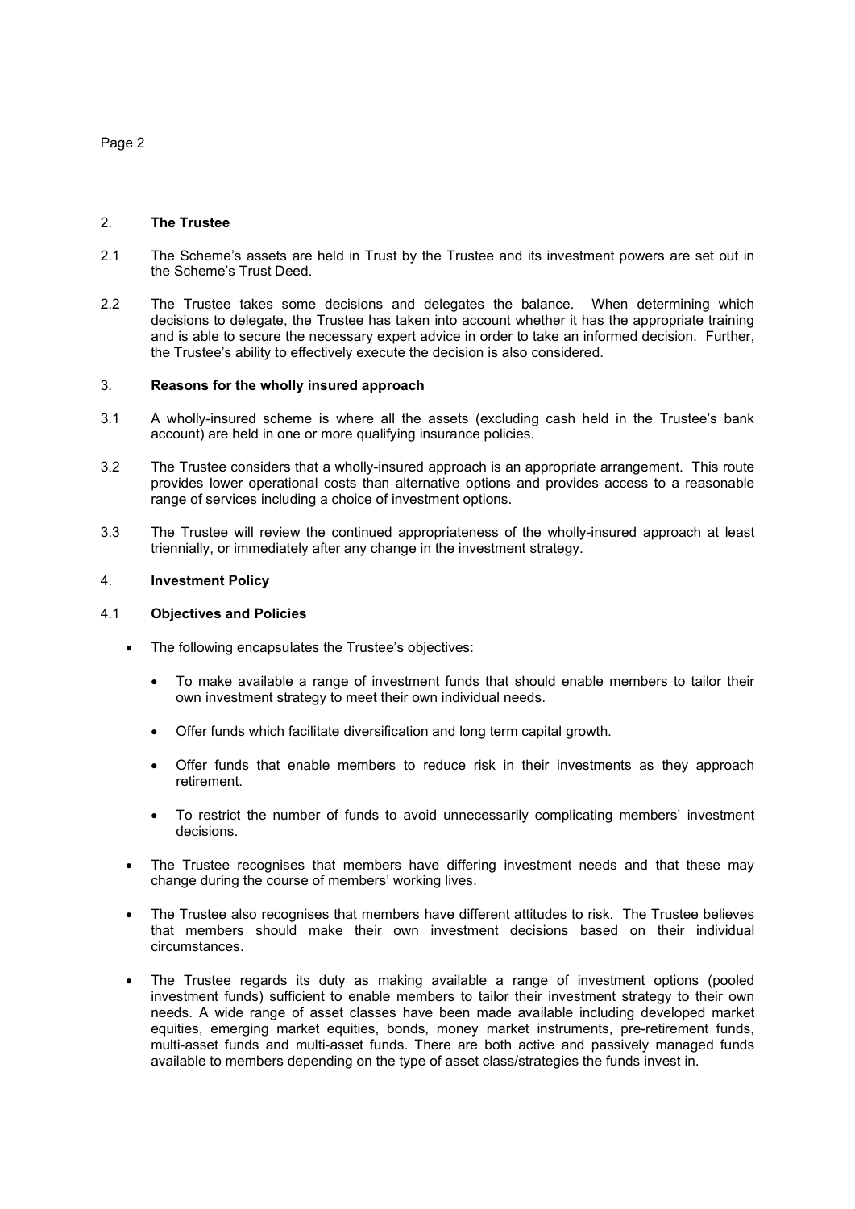## 2. The Trustee

2.1 The Scheme's assets are held in Trust by the Trustee and its investment powers are set out in the Scheme's Trust Deed.

2.2 The Trustee takes some decisions and delegates the balance. When determining which decisions to delegate, the Trustee has taken into account whether it has the appropriate training and is able to secure the necessary expert advice in order to take an informed decision. Further, the Trustee's ability to effectively execute the decision is also considered.

## 3. Reasons for the wholly insured approach

3.1 A wholly-insured scheme is where all the assets (excluding cash held in the Trustee's bank account) are held in one or more qualifying insurance policies.

3.2 The Trustee considers that a wholly-insured approach is an appropriate arrangement. This route provides lower operational costs than alternative options and provides access to a reasonable range of services including a choice of investment options.

3.3 The Trustee will review the continued appropriateness of the wholly-insured approach at least triennially, or immediately after any change in the investment strategy.

## 4. Investment Policy

### 4.1 Objectives and Policies

- The following encapsulates the Trustee's objectives:
  - To make available a range of investment funds that should enable members to tailor their own investment strategy to meet their own individual needs.
  - Offer funds which facilitate diversification and long term capital growth.
  - Offer funds that enable members to reduce risk in their investments as they approach retirement.
  - To restrict the number of funds to avoid unnecessarily complicating members' investment decisions.
- The Trustee recognises that members have differing investment needs and that these may change during the course of members' working lives.
- The Trustee also recognises that members have different attitudes to risk. The Trustee believes that members should make their own investment decisions based on their individual circumstances.
- The Trustee regards its duty as making available a range of investment options (pooled investment funds) sufficient to enable members to tailor their investment strategy to their own needs. A wide range of asset classes have been made available including developed market equities, emerging market equities, bonds, money market instruments, pre-retirement funds, multi-asset funds and multi-asset funds. There are both active and passively managed funds available to members depending on the type of asset class/strategies the funds invest in.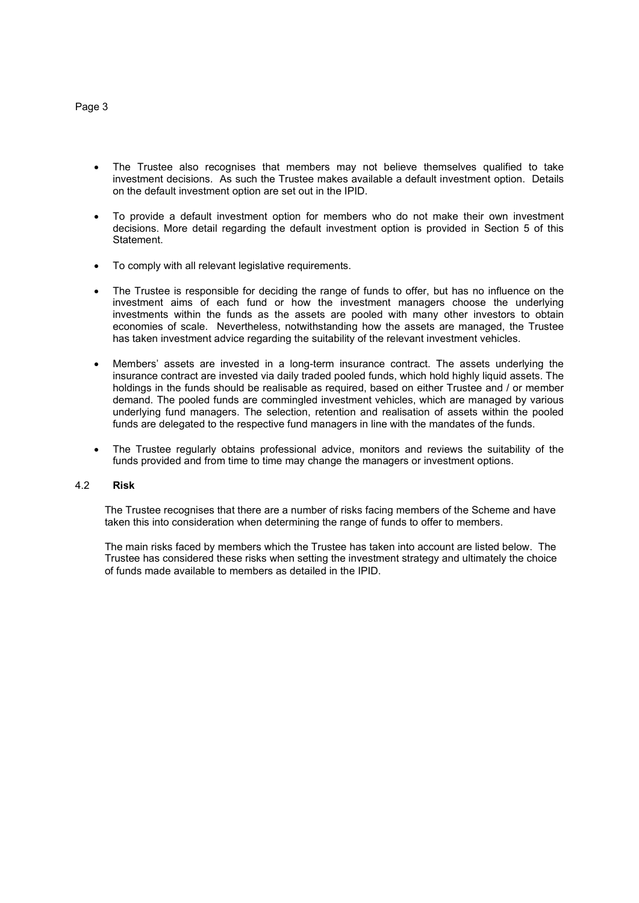- The Trustee also recognises that members may not believe themselves qualified to take investment decisions. As such the Trustee makes available a default investment option. Details on the default investment option are set out in the IPID.

- To provide a default investment option for members who do not make their own investment decisions. More detail regarding the default investment option is provided in Section 5 of this Statement.

- To comply with all relevant legislative requirements.

- The Trustee is responsible for deciding the range of funds to offer, but has no influence on the investment aims of each fund or how the investment managers choose the underlying investments within the funds as the assets are pooled with many other investors to obtain economies of scale. Nevertheless, notwithstanding how the assets are managed, the Trustee has taken investment advice regarding the suitability of the relevant investment vehicles.

- Members' assets are invested in a long-term insurance contract. The assets underlying the insurance contract are invested via daily traded pooled funds, which hold highly liquid assets. The holdings in the funds should be realisable as required, based on either Trustee and / or member demand. The pooled funds are commingled investment vehicles, which are managed by various underlying fund managers. The selection, retention and realisation of assets within the pooled funds are delegated to the respective fund managers in line with the mandates of the funds.

- The Trustee regularly obtains professional advice, monitors and reviews the suitability of the funds provided and from time to time may change the managers or investment options.

### 4.2 **Risk**

The Trustee recognises that there are a number of risks facing members of the Scheme and have taken this into consideration when determining the range of funds to offer to members.

The main risks faced by members which the Trustee has taken into account are listed below. The Trustee has considered these risks when setting the investment strategy and ultimately the choice of funds made available to members as detailed in the IPID.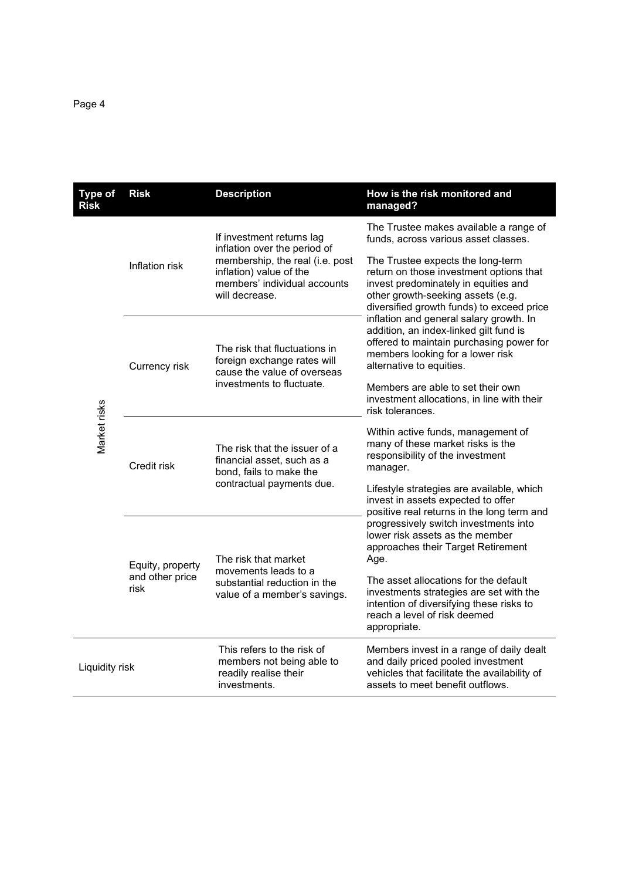| Type of Risk | Risk | Description | How is the risk monitored and managed? |
|---|---|---|---|
| Market risks | Inflation risk | If investment returns lag inflation over the period of membership, the real (i.e. post inflation) value of the members' individual accounts will decrease. | The Trustee makes available a range of funds, across various asset classes.<br><br>The Trustee expects the long-term return on those investment options that invest predominately in equities and other growth-seeking assets (e.g. diversified growth funds) to exceed price inflation and general salary growth. In addition, an index-linked gilt fund is offered to maintain purchasing power for members looking for a lower risk alternative to equities.<br><br>Members are able to set their own investment allocations, in line with their risk tolerances.<br><br>Within active funds, management of many of these market risks is the responsibility of the investment manager.<br><br>Lifestyle strategies are available, which invest in assets expected to offer positive real returns in the long term and progressively switch investments into lower risk assets as the member approaches their Target Retirement Age.<br><br>The asset allocations for the default investments strategies are set with the intention of diversifying these risks to reach a level of risk deemed appropriate. |
| | Currency risk | The risk that fluctuations in foreign exchange rates will cause the value of overseas investments to fluctuate. | |
| | Credit risk | The risk that the issuer of a financial asset, such as a bond, fails to make the contractual payments due. | |
| | Equity, property and other price risk | The risk that market movements leads to a substantial reduction in the value of a member's savings. | |
| Liquidity risk | | This refers to the risk of members not being able to readily realise their investments. | Members invest in a range of daily dealt and daily priced pooled investment vehicles that facilitate the availability of assets to meet benefit outflows. |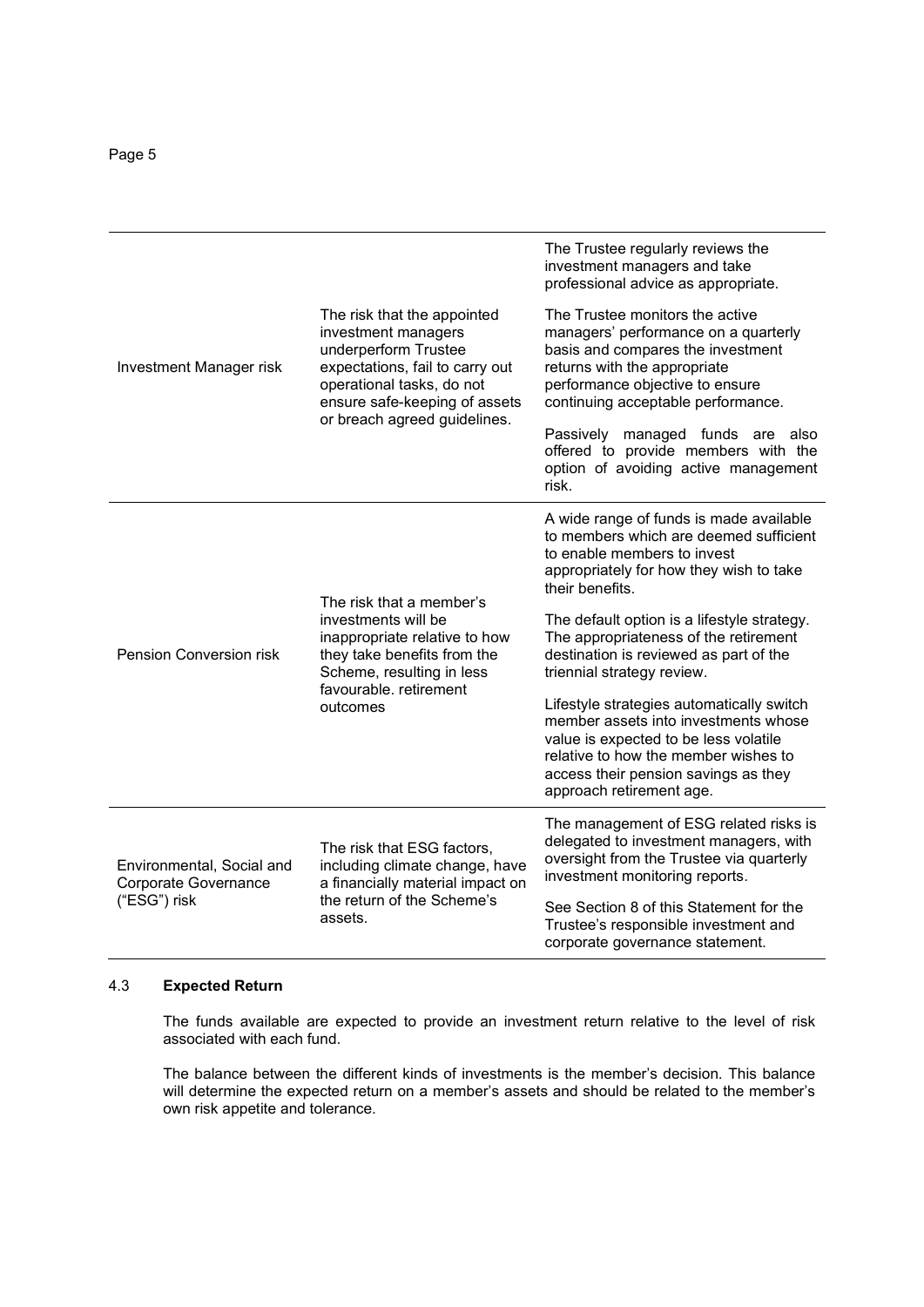| | | |
|---|---|---|
| Investment Manager risk | The risk that the appointed investment managers underperform Trustee expectations, fail to carry out operational tasks, do not ensure safe-keeping of assets or breach agreed guidelines. | The Trustee regularly reviews the investment managers and take professional advice as appropriate.<br><br>The Trustee monitors the active managers' performance on a quarterly basis and compares the investment returns with the appropriate performance objective to ensure continuing acceptable performance.<br><br>Passively managed funds are also offered to provide members with the option of avoiding active management risk. |
| Pension Conversion risk | The risk that a member's investments will be inappropriate relative to how they take benefits from the Scheme, resulting in less favourable. retirement outcomes | A wide range of funds is made available to members which are deemed sufficient to enable members to invest appropriately for how they wish to take their benefits.<br><br>The default option is a lifestyle strategy. The appropriateness of the retirement destination is reviewed as part of the triennial strategy review.<br><br>Lifestyle strategies automatically switch member assets into investments whose value is expected to be less volatile relative to how the member wishes to access their pension savings as they approach retirement age. |
| Environmental, Social and Corporate Governance ("ESG") risk | The risk that ESG factors, including climate change, have a financially material impact on the return of the Scheme's assets. | The management of ESG related risks is delegated to investment managers, with oversight from the Trustee via quarterly investment monitoring reports.<br><br>See Section 8 of this Statement for the Trustee's responsible investment and corporate governance statement. |

### 4.3 **Expected Return**

The funds available are expected to provide an investment return relative to the level of risk associated with each fund.

The balance between the different kinds of investments is the member's decision. This balance will determine the expected return on a member's assets and should be related to the member's own risk appetite and tolerance.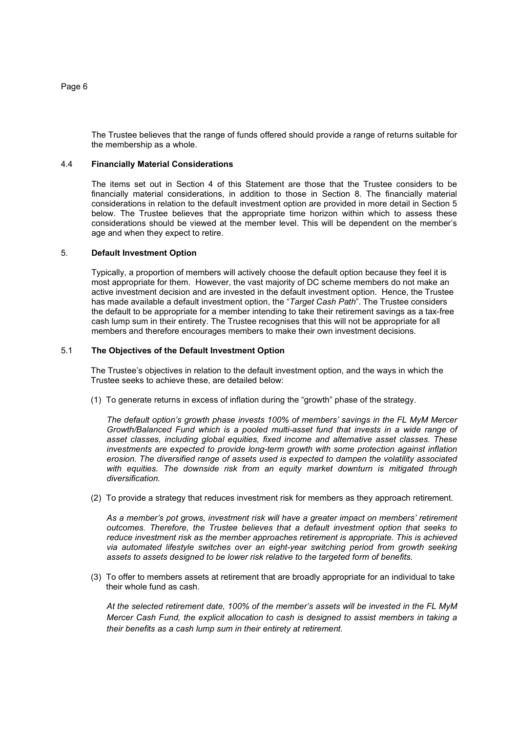The Trustee believes that the range of funds offered should provide a range of returns suitable for the membership as a whole.

### 4.4 Financially Material Considerations

The items set out in Section 4 of this Statement are those that the Trustee considers to be financially material considerations, in addition to those in Section 8. The financially material considerations in relation to the default investment option are provided in more detail in Section 5 below. The Trustee believes that the appropriate time horizon within which to assess these considerations should be viewed at the member level. This will be dependent on the member's age and when they expect to retire.

## 5. Default Investment Option

Typically, a proportion of members will actively choose the default option because they feel it is most appropriate for them. However, the vast majority of DC scheme members do not make an active investment decision and are invested in the default investment option. Hence, the Trustee has made available a default investment option, the "*Target Cash Path*". The Trustee considers the default to be appropriate for a member intending to take their retirement savings as a tax-free cash lump sum in their entirety. The Trustee recognises that this will not be appropriate for all members and therefore encourages members to make their own investment decisions.

### 5.1 The Objectives of the Default Investment Option

The Trustee's objectives in relation to the default investment option, and the ways in which the Trustee seeks to achieve these, are detailed below:

(1) To generate returns in excess of inflation during the "growth" phase of the strategy.

*The default option's growth phase invests 100% of members' savings in the FL MyM Mercer Growth/Balanced Fund which is a pooled multi-asset fund that invests in a wide range of asset classes, including global equities, fixed income and alternative asset classes. These investments are expected to provide long-term growth with some protection against inflation erosion. The diversified range of assets used is expected to dampen the volatility associated with equities. The downside risk from an equity market downturn is mitigated through diversification.*

(2) To provide a strategy that reduces investment risk for members as they approach retirement.

*As a member's pot grows, investment risk will have a greater impact on members' retirement outcomes. Therefore, the Trustee believes that a default investment option that seeks to reduce investment risk as the member approaches retirement is appropriate. This is achieved via automated lifestyle switches over an eight-year switching period from growth seeking assets to assets designed to be lower risk relative to the targeted form of benefits.*

(3) To offer to members assets at retirement that are broadly appropriate for an individual to take their whole fund as cash.

*At the selected retirement date, 100% of the member's assets will be invested in the FL MyM Mercer Cash Fund, the explicit allocation to cash is designed to assist members in taking a their benefits as a cash lump sum in their entirety at retirement.*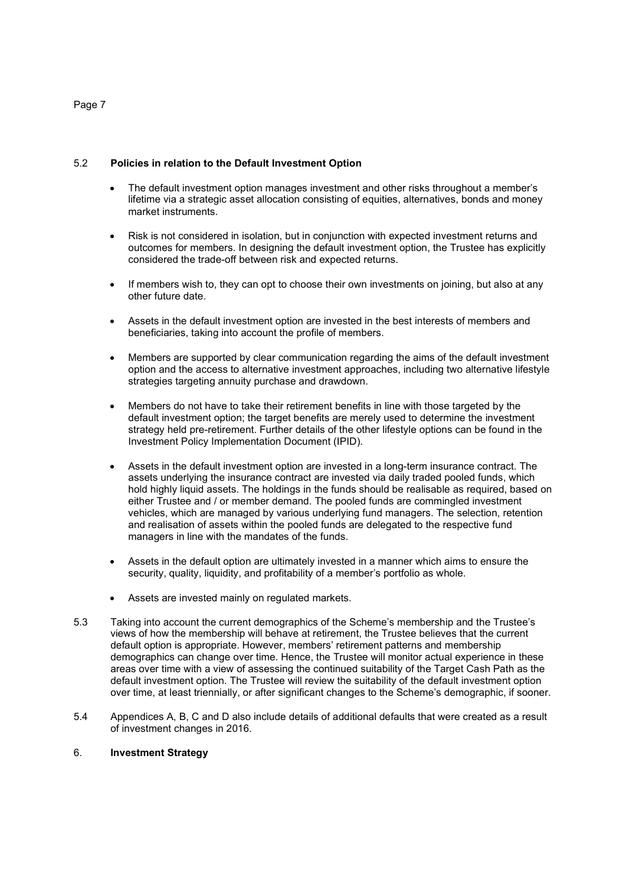### 5.2 **Policies in relation to the Default Investment Option**

- The default investment option manages investment and other risks throughout a member's lifetime via a strategic asset allocation consisting of equities, alternatives, bonds and money market instruments.

- Risk is not considered in isolation, but in conjunction with expected investment returns and outcomes for members. In designing the default investment option, the Trustee has explicitly considered the trade-off between risk and expected returns.

- If members wish to, they can opt to choose their own investments on joining, but also at any other future date.

- Assets in the default investment option are invested in the best interests of members and beneficiaries, taking into account the profile of members.

- Members are supported by clear communication regarding the aims of the default investment option and the access to alternative investment approaches, including two alternative lifestyle strategies targeting annuity purchase and drawdown.

- Members do not have to take their retirement benefits in line with those targeted by the default investment option; the target benefits are merely used to determine the investment strategy held pre-retirement. Further details of the other lifestyle options can be found in the Investment Policy Implementation Document (IPID).

- Assets in the default investment option are invested in a long-term insurance contract. The assets underlying the insurance contract are invested via daily traded pooled funds, which hold highly liquid assets. The holdings in the funds should be realisable as required, based on either Trustee and / or member demand. The pooled funds are commingled investment vehicles, which are managed by various underlying fund managers. The selection, retention and realisation of assets within the pooled funds are delegated to the respective fund managers in line with the mandates of the funds.

- Assets in the default option are ultimately invested in a manner which aims to ensure the security, quality, liquidity, and profitability of a member's portfolio as whole.

- Assets are invested mainly on regulated markets.

5.3 Taking into account the current demographics of the Scheme's membership and the Trustee's views of how the membership will behave at retirement, the Trustee believes that the current default option is appropriate. However, members' retirement patterns and membership demographics can change over time. Hence, the Trustee will monitor actual experience in these areas over time with a view of assessing the continued suitability of the Target Cash Path as the default investment option. The Trustee will review the suitability of the default investment option over time, at least triennially, or after significant changes to the Scheme's demographic, if sooner.

5.4 Appendices A, B, C and D also include details of additional defaults that were created as a result of investment changes in 2016.

## 6. **Investment Strategy**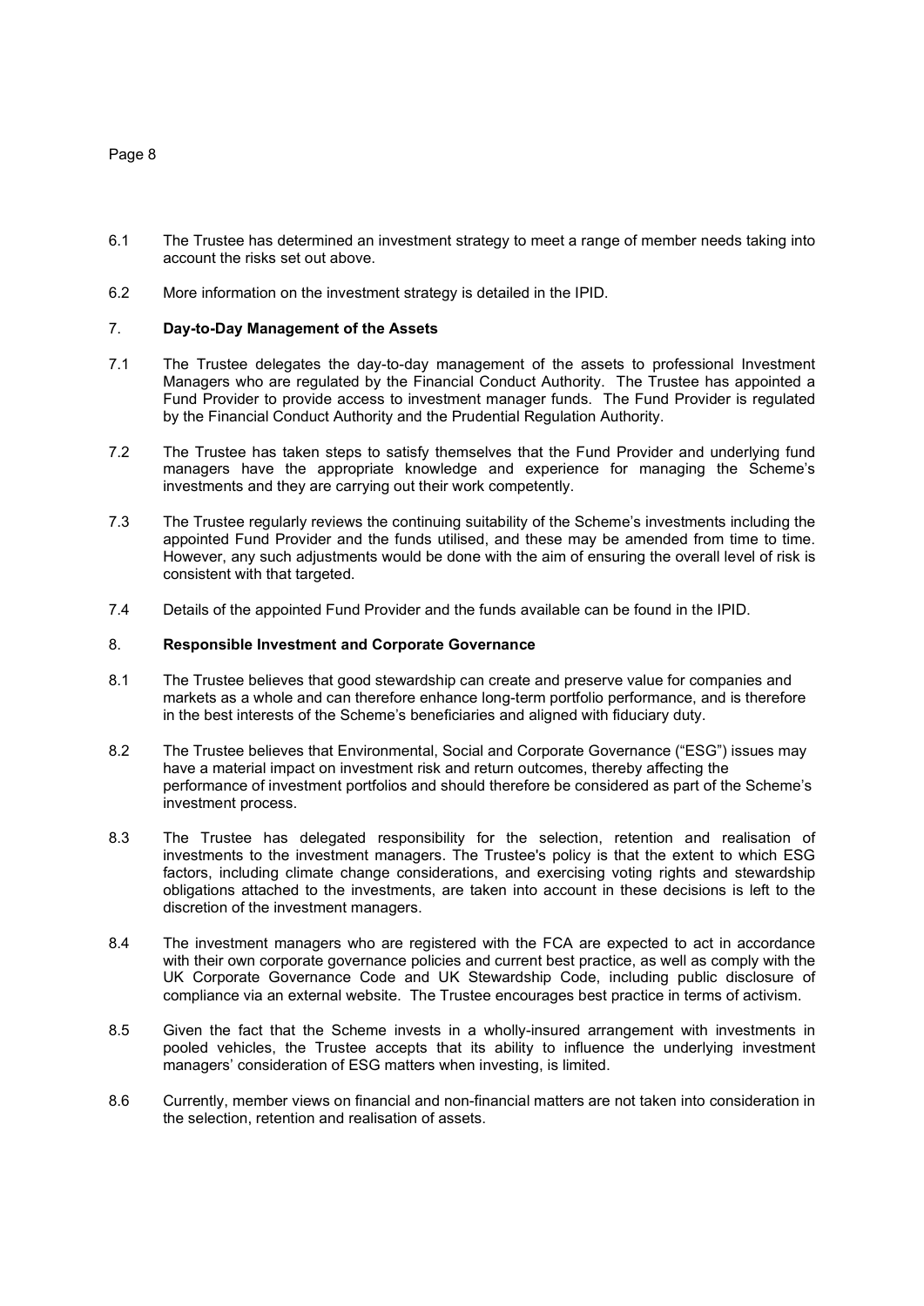6.1 The Trustee has determined an investment strategy to meet a range of member needs taking into account the risks set out above.

6.2 More information on the investment strategy is detailed in the IPID.

## 7. **Day-to-Day Management of the Assets**

7.1 The Trustee delegates the day-to-day management of the assets to professional Investment Managers who are regulated by the Financial Conduct Authority. The Trustee has appointed a Fund Provider to provide access to investment manager funds. The Fund Provider is regulated by the Financial Conduct Authority and the Prudential Regulation Authority.

7.2 The Trustee has taken steps to satisfy themselves that the Fund Provider and underlying fund managers have the appropriate knowledge and experience for managing the Scheme's investments and they are carrying out their work competently.

7.3 The Trustee regularly reviews the continuing suitability of the Scheme's investments including the appointed Fund Provider and the funds utilised, and these may be amended from time to time. However, any such adjustments would be done with the aim of ensuring the overall level of risk is consistent with that targeted.

7.4 Details of the appointed Fund Provider and the funds available can be found in the IPID.

## 8. **Responsible Investment and Corporate Governance**

8.1 The Trustee believes that good stewardship can create and preserve value for companies and markets as a whole and can therefore enhance long-term portfolio performance, and is therefore in the best interests of the Scheme's beneficiaries and aligned with fiduciary duty.

8.2 The Trustee believes that Environmental, Social and Corporate Governance ("ESG") issues may have a material impact on investment risk and return outcomes, thereby affecting the performance of investment portfolios and should therefore be considered as part of the Scheme's investment process.

8.3 The Trustee has delegated responsibility for the selection, retention and realisation of investments to the investment managers. The Trustee's policy is that the extent to which ESG factors, including climate change considerations, and exercising voting rights and stewardship obligations attached to the investments, are taken into account in these decisions is left to the discretion of the investment managers.

8.4 The investment managers who are registered with the FCA are expected to act in accordance with their own corporate governance policies and current best practice, as well as comply with the UK Corporate Governance Code and UK Stewardship Code, including public disclosure of compliance via an external website. The Trustee encourages best practice in terms of activism.

8.5 Given the fact that the Scheme invests in a wholly-insured arrangement with investments in pooled vehicles, the Trustee accepts that its ability to influence the underlying investment managers' consideration of ESG matters when investing, is limited.

8.6 Currently, member views on financial and non-financial matters are not taken into consideration in the selection, retention and realisation of assets.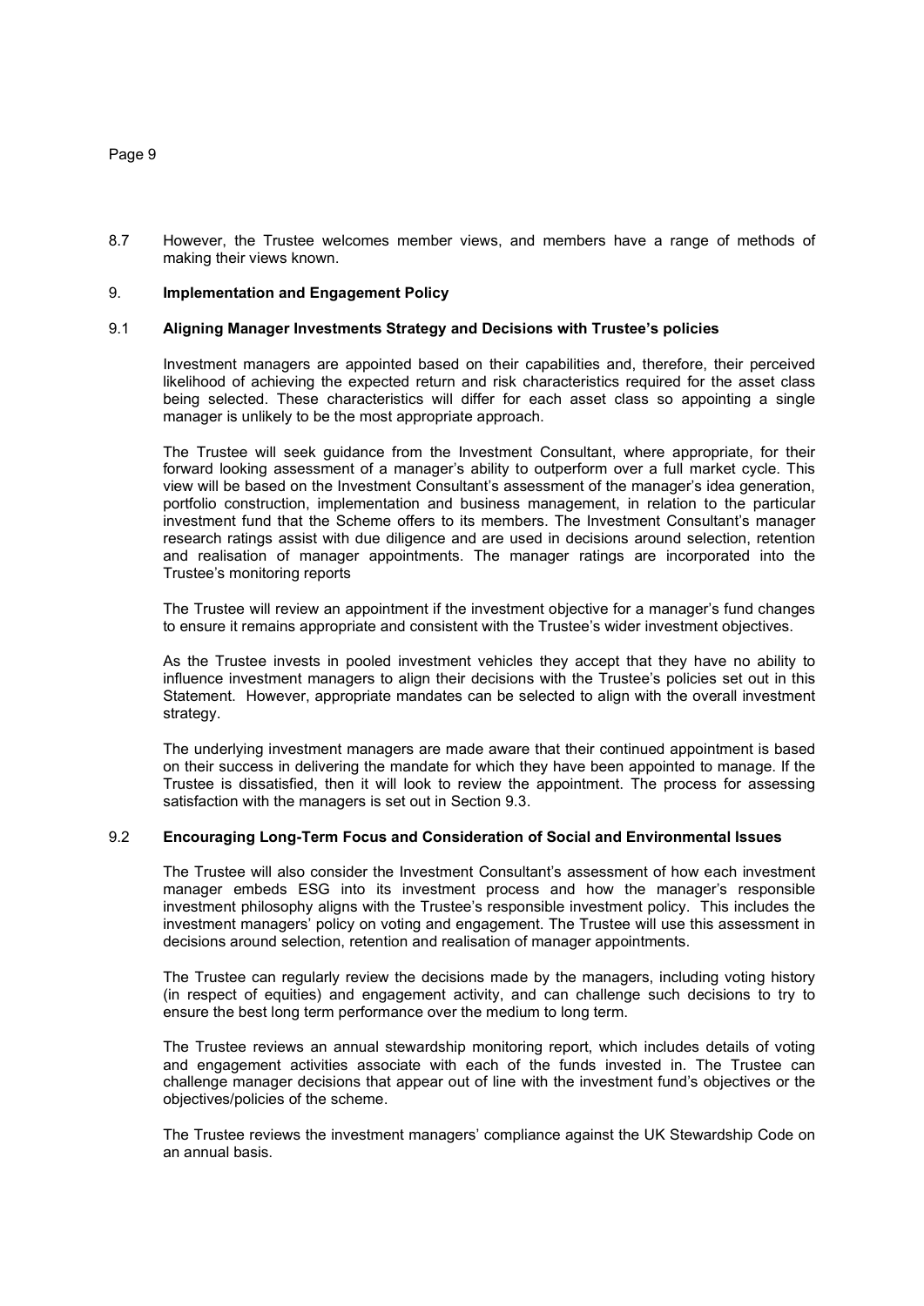8.7 However, the Trustee welcomes member views, and members have a range of methods of making their views known.

## 9. Implementation and Engagement Policy

### 9.1 Aligning Manager Investments Strategy and Decisions with Trustee's policies

Investment managers are appointed based on their capabilities and, therefore, their perceived likelihood of achieving the expected return and risk characteristics required for the asset class being selected. These characteristics will differ for each asset class so appointing a single manager is unlikely to be the most appropriate approach.

The Trustee will seek guidance from the Investment Consultant, where appropriate, for their forward looking assessment of a manager's ability to outperform over a full market cycle. This view will be based on the Investment Consultant's assessment of the manager's idea generation, portfolio construction, implementation and business management, in relation to the particular investment fund that the Scheme offers to its members. The Investment Consultant's manager research ratings assist with due diligence and are used in decisions around selection, retention and realisation of manager appointments. The manager ratings are incorporated into the Trustee's monitoring reports

The Trustee will review an appointment if the investment objective for a manager's fund changes to ensure it remains appropriate and consistent with the Trustee's wider investment objectives.

As the Trustee invests in pooled investment vehicles they accept that they have no ability to influence investment managers to align their decisions with the Trustee's policies set out in this Statement. However, appropriate mandates can be selected to align with the overall investment strategy.

The underlying investment managers are made aware that their continued appointment is based on their success in delivering the mandate for which they have been appointed to manage. If the Trustee is dissatisfied, then it will look to review the appointment. The process for assessing satisfaction with the managers is set out in Section 9.3.

### 9.2 Encouraging Long-Term Focus and Consideration of Social and Environmental Issues

The Trustee will also consider the Investment Consultant's assessment of how each investment manager embeds ESG into its investment process and how the manager's responsible investment philosophy aligns with the Trustee's responsible investment policy. This includes the investment managers' policy on voting and engagement. The Trustee will use this assessment in decisions around selection, retention and realisation of manager appointments.

The Trustee can regularly review the decisions made by the managers, including voting history (in respect of equities) and engagement activity, and can challenge such decisions to try to ensure the best long term performance over the medium to long term.

The Trustee reviews an annual stewardship monitoring report, which includes details of voting and engagement activities associate with each of the funds invested in. The Trustee can challenge manager decisions that appear out of line with the investment fund's objectives or the objectives/policies of the scheme.

The Trustee reviews the investment managers' compliance against the UK Stewardship Code on an annual basis.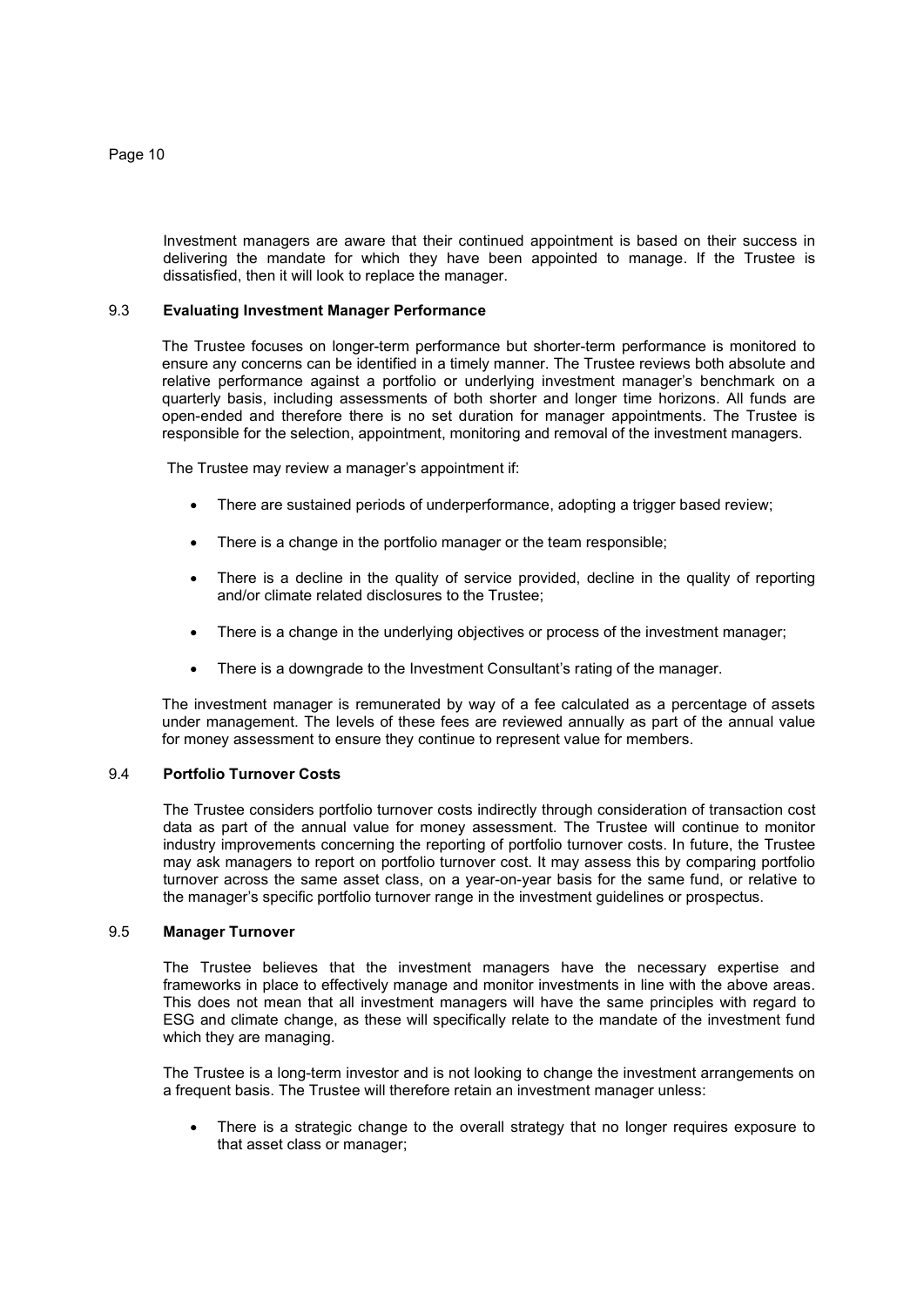Investment managers are aware that their continued appointment is based on their success in delivering the mandate for which they have been appointed to manage. If the Trustee is dissatisfied, then it will look to replace the manager.

### 9.3 Evaluating Investment Manager Performance

The Trustee focuses on longer-term performance but shorter-term performance is monitored to ensure any concerns can be identified in a timely manner. The Trustee reviews both absolute and relative performance against a portfolio or underlying investment manager's benchmark on a quarterly basis, including assessments of both shorter and longer time horizons. All funds are open-ended and therefore there is no set duration for manager appointments. The Trustee is responsible for the selection, appointment, monitoring and removal of the investment managers.

The Trustee may review a manager's appointment if:

- There are sustained periods of underperformance, adopting a trigger based review;
- There is a change in the portfolio manager or the team responsible;
- There is a decline in the quality of service provided, decline in the quality of reporting and/or climate related disclosures to the Trustee;
- There is a change in the underlying objectives or process of the investment manager;
- There is a downgrade to the Investment Consultant's rating of the manager.

The investment manager is remunerated by way of a fee calculated as a percentage of assets under management. The levels of these fees are reviewed annually as part of the annual value for money assessment to ensure they continue to represent value for members.

### 9.4 Portfolio Turnover Costs

The Trustee considers portfolio turnover costs indirectly through consideration of transaction cost data as part of the annual value for money assessment. The Trustee will continue to monitor industry improvements concerning the reporting of portfolio turnover costs. In future, the Trustee may ask managers to report on portfolio turnover cost. It may assess this by comparing portfolio turnover across the same asset class, on a year-on-year basis for the same fund, or relative to the manager's specific portfolio turnover range in the investment guidelines or prospectus.

### 9.5 Manager Turnover

The Trustee believes that the investment managers have the necessary expertise and frameworks in place to effectively manage and monitor investments in line with the above areas. This does not mean that all investment managers will have the same principles with regard to ESG and climate change, as these will specifically relate to the mandate of the investment fund which they are managing.

The Trustee is a long-term investor and is not looking to change the investment arrangements on a frequent basis. The Trustee will therefore retain an investment manager unless:

- There is a strategic change to the overall strategy that no longer requires exposure to that asset class or manager;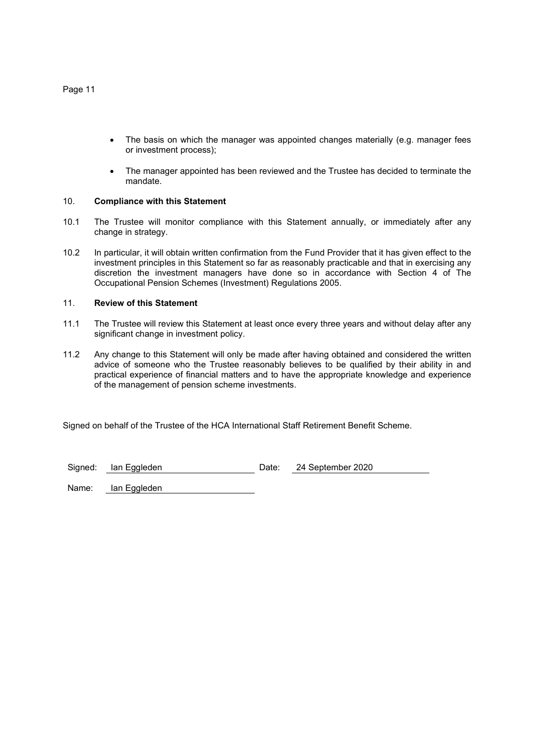- The basis on which the manager was appointed changes materially (e.g. manager fees or investment process);
- The manager appointed has been reviewed and the Trustee has decided to terminate the mandate.

## 10. Compliance with this Statement

10.1 The Trustee will monitor compliance with this Statement annually, or immediately after any change in strategy.

10.2 In particular, it will obtain written confirmation from the Fund Provider that it has given effect to the investment principles in this Statement so far as reasonably practicable and that in exercising any discretion the investment managers have done so in accordance with Section 4 of The Occupational Pension Schemes (Investment) Regulations 2005.

## 11. Review of this Statement

11.1 The Trustee will review this Statement at least once every three years and without delay after any significant change in investment policy.

11.2 Any change to this Statement will only be made after having obtained and considered the written advice of someone who the Trustee reasonably believes to be qualified by their ability in and practical experience of financial matters and to have the appropriate knowledge and experience of the management of pension scheme investments.

Signed on behalf of the Trustee of the HCA International Staff Retirement Benefit Scheme.

Signed: Ian Eggleden Date: 24 September 2020

Name: Ian Eggleden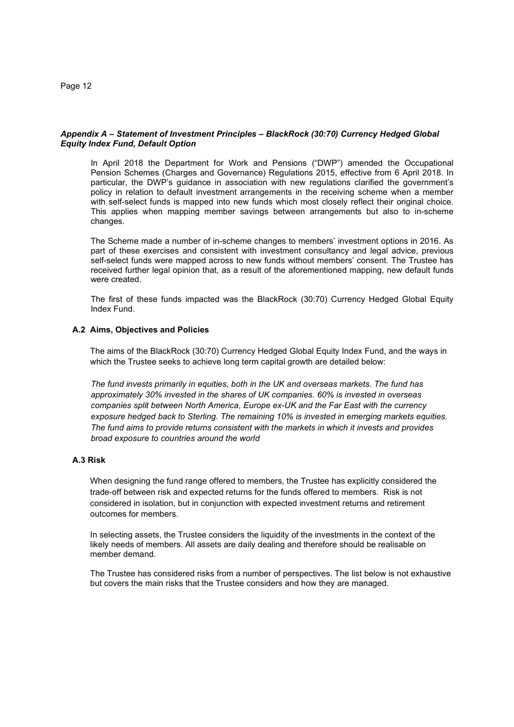### *Appendix A – Statement of Investment Principles – BlackRock (30:70) Currency Hedged Global Equity Index Fund, Default Option*

In April 2018 the Department for Work and Pensions ("DWP") amended the Occupational Pension Schemes (Charges and Governance) Regulations 2015, effective from 6 April 2018. In particular, the DWP's guidance in association with new regulations clarified the government's policy in relation to default investment arrangements in the receiving scheme when a member with self-select funds is mapped into new funds which most closely reflect their original choice. This applies when mapping member savings between arrangements but also to in-scheme changes.

The Scheme made a number of in-scheme changes to members' investment options in 2016. As part of these exercises and consistent with investment consultancy and legal advice, previous self-select funds were mapped across to new funds without members' consent. The Trustee has received further legal opinion that, as a result of the aforementioned mapping, new default funds were created.

The first of these funds impacted was the BlackRock (30:70) Currency Hedged Global Equity Index Fund.

#### A.2 Aims, Objectives and Policies

The aims of the BlackRock (30:70) Currency Hedged Global Equity Index Fund, and the ways in which the Trustee seeks to achieve long term capital growth are detailed below:

*The fund invests primarily in equities, both in the UK and overseas markets. The fund has approximately 30% invested in the shares of UK companies. 60% is invested in overseas companies split between North America, Europe ex-UK and the Far East with the currency exposure hedged back to Sterling. The remaining 10% is invested in emerging markets equities. The fund aims to provide returns consistent with the markets in which it invests and provides broad exposure to countries around the world*

#### A.3 Risk

When designing the fund range offered to members, the Trustee has explicitly considered the trade-off between risk and expected returns for the funds offered to members. Risk is not considered in isolation, but in conjunction with expected investment returns and retirement outcomes for members.

In selecting assets, the Trustee considers the liquidity of the investments in the context of the likely needs of members. All assets are daily dealing and therefore should be realisable on member demand.

The Trustee has considered risks from a number of perspectives. The list below is not exhaustive but covers the main risks that the Trustee considers and how they are managed.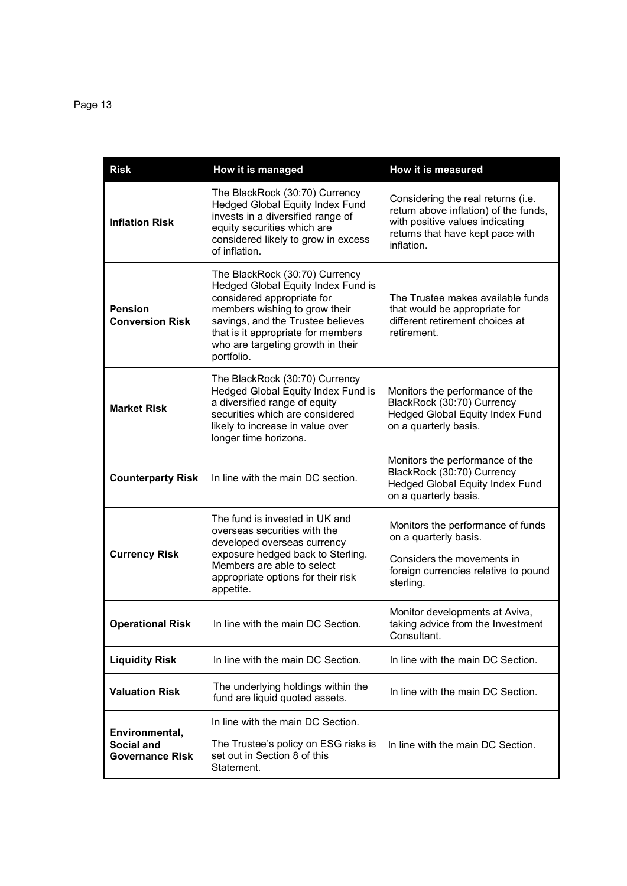| Risk | How it is managed | How it is measured |
|---|---|---|
| **Inflation Risk** | The BlackRock (30:70) Currency Hedged Global Equity Index Fund invests in a diversified range of equity securities which are considered likely to grow in excess of inflation. | Considering the real returns (i.e. return above inflation) of the funds, with positive values indicating returns that have kept pace with inflation. |
| **Pension Conversion Risk** | The BlackRock (30:70) Currency Hedged Global Equity Index Fund is considered appropriate for members wishing to grow their savings, and the Trustee believes that is it appropriate for members who are targeting growth in their portfolio. | The Trustee makes available funds that would be appropriate for different retirement choices at retirement. |
| **Market Risk** | The BlackRock (30:70) Currency Hedged Global Equity Index Fund is a diversified range of equity securities which are considered likely to increase in value over longer time horizons. | Monitors the performance of the BlackRock (30:70) Currency Hedged Global Equity Index Fund on a quarterly basis. |
| **Counterparty Risk** | In line with the main DC section. | Monitors the performance of the BlackRock (30:70) Currency Hedged Global Equity Index Fund on a quarterly basis. |
| **Currency Risk** | The fund is invested in UK and overseas securities with the developed overseas currency exposure hedged back to Sterling. Members are able to select appropriate options for their risk appetite. | Monitors the performance of funds on a quarterly basis.<br><br>Considers the movements in foreign currencies relative to pound sterling. |
| **Operational Risk** | In line with the main DC Section. | Monitor developments at Aviva, taking advice from the Investment Consultant. |
| **Liquidity Risk** | In line with the main DC Section. | In line with the main DC Section. |
| **Valuation Risk** | The underlying holdings within the fund are liquid quoted assets. | In line with the main DC Section. |
| **Environmental, Social and Governance Risk** | In line with the main DC Section.<br><br>The Trustee's policy on ESG risks is set out in Section 8 of this Statement. | In line with the main DC Section. |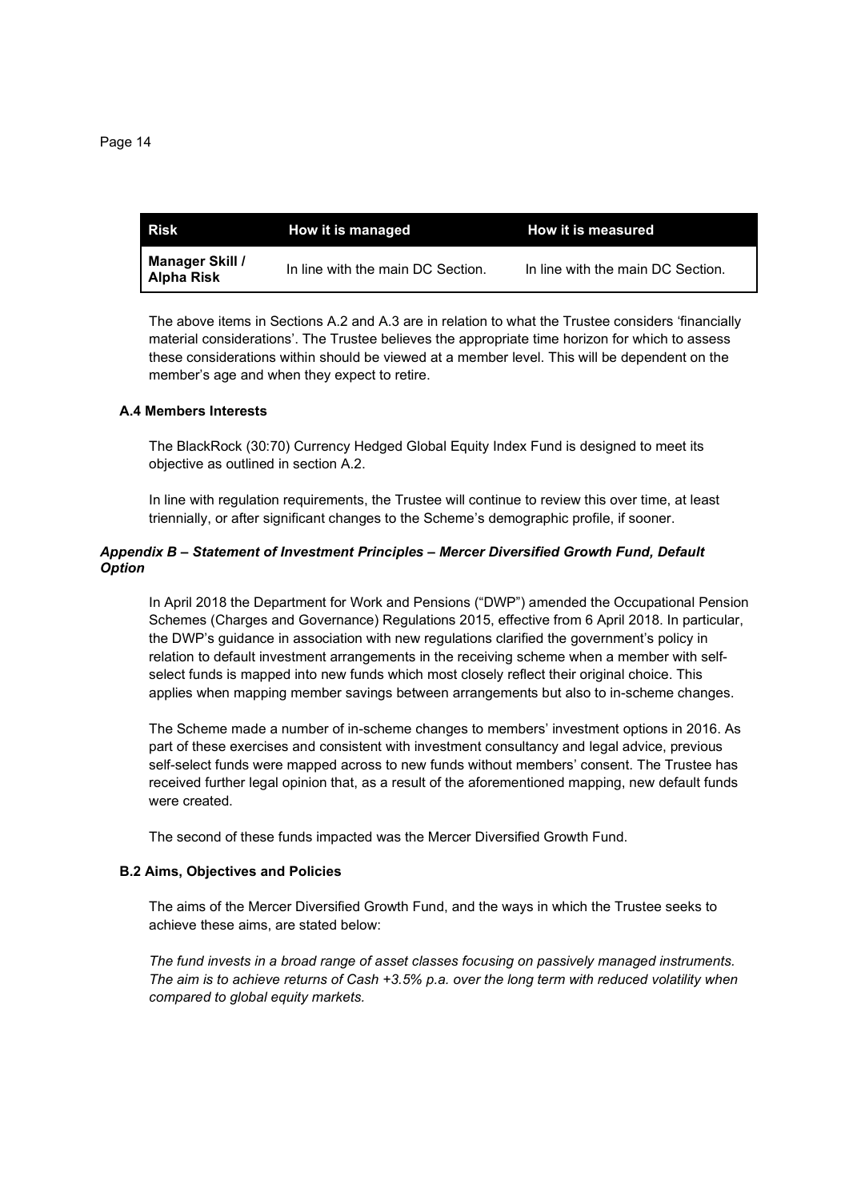| Risk | How it is managed | How it is measured |
|---|---|---|
| **Manager Skill / Alpha Risk** | In line with the main DC Section. | In line with the main DC Section. |

The above items in Sections A.2 and A.3 are in relation to what the Trustee considers 'financially material considerations'. The Trustee believes the appropriate time horizon for which to assess these considerations within should be viewed at a member level. This will be dependent on the member's age and when they expect to retire.

### A.4 Members Interests

The BlackRock (30:70) Currency Hedged Global Equity Index Fund is designed to meet its objective as outlined in section A.2.

In line with regulation requirements, the Trustee will continue to review this over time, at least triennially, or after significant changes to the Scheme's demographic profile, if sooner.

## *Appendix B – Statement of Investment Principles – Mercer Diversified Growth Fund, Default Option*

In April 2018 the Department for Work and Pensions ("DWP") amended the Occupational Pension Schemes (Charges and Governance) Regulations 2015, effective from 6 April 2018. In particular, the DWP's guidance in association with new regulations clarified the government's policy in relation to default investment arrangements in the receiving scheme when a member with self-select funds is mapped into new funds which most closely reflect their original choice. This applies when mapping member savings between arrangements but also to in-scheme changes.

The Scheme made a number of in-scheme changes to members' investment options in 2016. As part of these exercises and consistent with investment consultancy and legal advice, previous self-select funds were mapped across to new funds without members' consent. The Trustee has received further legal opinion that, as a result of the aforementioned mapping, new default funds were created.

The second of these funds impacted was the Mercer Diversified Growth Fund.

### B.2 Aims, Objectives and Policies

The aims of the Mercer Diversified Growth Fund, and the ways in which the Trustee seeks to achieve these aims, are stated below:

*The fund invests in a broad range of asset classes focusing on passively managed instruments. The aim is to achieve returns of Cash +3.5% p.a. over the long term with reduced volatility when compared to global equity markets.*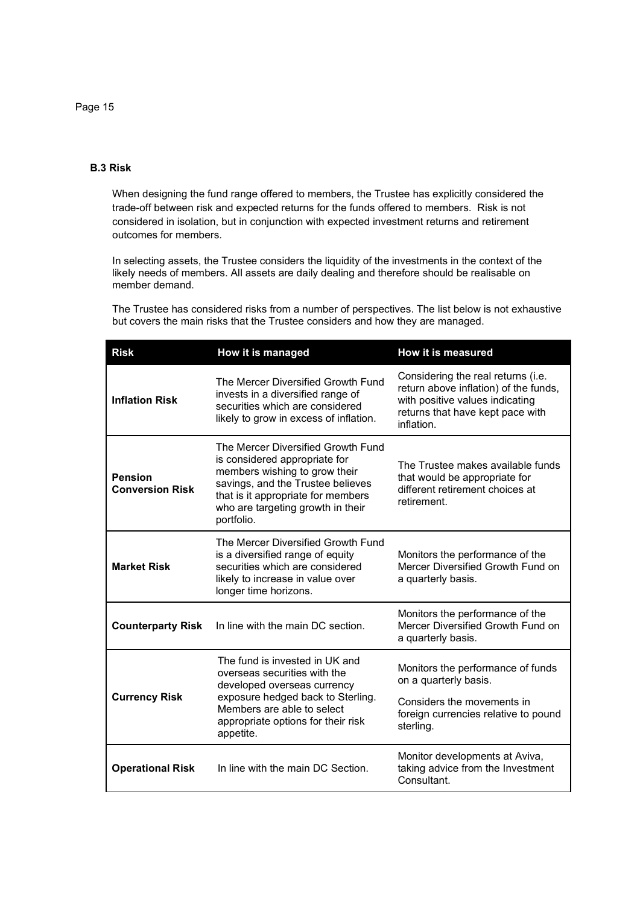### B.3 Risk

When designing the fund range offered to members, the Trustee has explicitly considered the trade-off between risk and expected returns for the funds offered to members. Risk is not considered in isolation, but in conjunction with expected investment returns and retirement outcomes for members.

In selecting assets, the Trustee considers the liquidity of the investments in the context of the likely needs of members. All assets are daily dealing and therefore should be realisable on member demand.

The Trustee has considered risks from a number of perspectives. The list below is not exhaustive but covers the main risks that the Trustee considers and how they are managed.

| Risk | How it is managed | How it is measured |
|---|---|---|
| **Inflation Risk** | The Mercer Diversified Growth Fund invests in a diversified range of securities which are considered likely to grow in excess of inflation. | Considering the real returns (i.e. return above inflation) of the funds, with positive values indicating returns that have kept pace with inflation. |
| **Pension Conversion Risk** | The Mercer Diversified Growth Fund is considered appropriate for members wishing to grow their savings, and the Trustee believes that is it appropriate for members who are targeting growth in their portfolio. | The Trustee makes available funds that would be appropriate for different retirement choices at retirement. |
| **Market Risk** | The Mercer Diversified Growth Fund is a diversified range of equity securities which are considered likely to increase in value over longer time horizons. | Monitors the performance of the Mercer Diversified Growth Fund on a quarterly basis. |
| **Counterparty Risk** | In line with the main DC section. | Monitors the performance of the Mercer Diversified Growth Fund on a quarterly basis. |
| **Currency Risk** | The fund is invested in UK and overseas securities with the developed overseas currency exposure hedged back to Sterling. Members are able to select appropriate options for their risk appetite. | Monitors the performance of funds on a quarterly basis.<br><br>Considers the movements in foreign currencies relative to pound sterling. |
| **Operational Risk** | In line with the main DC Section. | Monitor developments at Aviva, taking advice from the Investment Consultant. |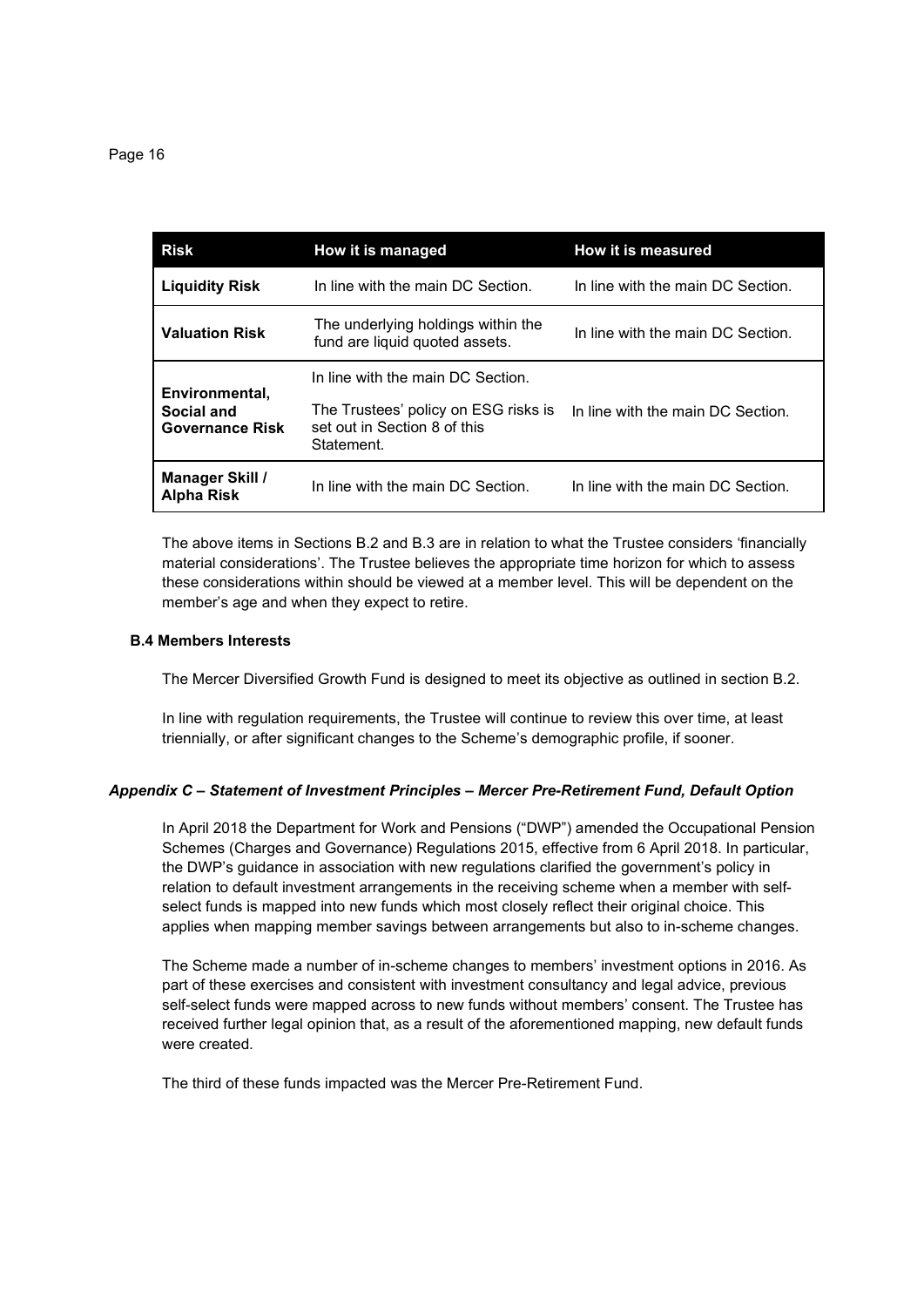| Risk | How it is managed | How it is measured |
|---|---|---|
| **Liquidity Risk** | In line with the main DC Section. | In line with the main DC Section. |
| **Valuation Risk** | The underlying holdings within the fund are liquid quoted assets. | In line with the main DC Section. |
| **Environmental, Social and Governance Risk** | In line with the main DC Section. The Trustees' policy on ESG risks is set out in Section 8 of this Statement. | In line with the main DC Section. |
| **Manager Skill / Alpha Risk** | In line with the main DC Section. | In line with the main DC Section. |

The above items in Sections B.2 and B.3 are in relation to what the Trustee considers 'financially material considerations'. The Trustee believes the appropriate time horizon for which to assess these considerations within should be viewed at a member level. This will be dependent on the member's age and when they expect to retire.

### B.4 Members Interests

The Mercer Diversified Growth Fund is designed to meet its objective as outlined in section B.2.

In line with regulation requirements, the Trustee will continue to review this over time, at least triennially, or after significant changes to the Scheme's demographic profile, if sooner.

## *Appendix C – Statement of Investment Principles – Mercer Pre-Retirement Fund, Default Option*

In April 2018 the Department for Work and Pensions ("DWP") amended the Occupational Pension Schemes (Charges and Governance) Regulations 2015, effective from 6 April 2018. In particular, the DWP's guidance in association with new regulations clarified the government's policy in relation to default investment arrangements in the receiving scheme when a member with self-select funds is mapped into new funds which most closely reflect their original choice. This applies when mapping member savings between arrangements but also to in-scheme changes.

The Scheme made a number of in-scheme changes to members' investment options in 2016. As part of these exercises and consistent with investment consultancy and legal advice, previous self-select funds were mapped across to new funds without members' consent. The Trustee has received further legal opinion that, as a result of the aforementioned mapping, new default funds were created.

The third of these funds impacted was the Mercer Pre-Retirement Fund.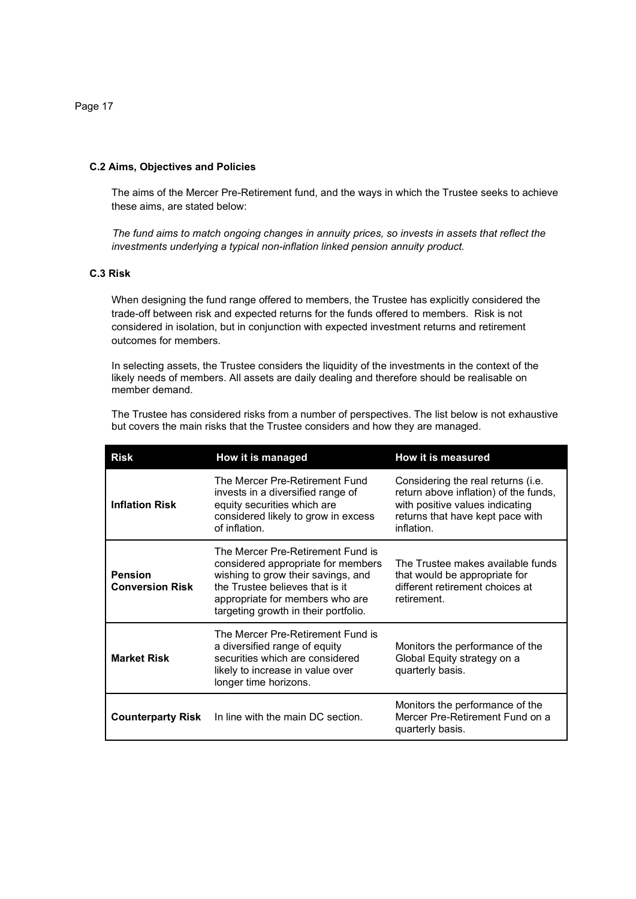### C.2 Aims, Objectives and Policies

The aims of the Mercer Pre-Retirement fund, and the ways in which the Trustee seeks to achieve these aims, are stated below:

*The fund aims to match ongoing changes in annuity prices, so invests in assets that reflect the investments underlying a typical non-inflation linked pension annuity product.*

### C.3 Risk

When designing the fund range offered to members, the Trustee has explicitly considered the trade-off between risk and expected returns for the funds offered to members. Risk is not considered in isolation, but in conjunction with expected investment returns and retirement outcomes for members.

In selecting assets, the Trustee considers the liquidity of the investments in the context of the likely needs of members. All assets are daily dealing and therefore should be realisable on member demand.

The Trustee has considered risks from a number of perspectives. The list below is not exhaustive but covers the main risks that the Trustee considers and how they are managed.

| Risk | How it is managed | How it is measured |
|---|---|---|
| **Inflation Risk** | The Mercer Pre-Retirement Fund invests in a diversified range of equity securities which are considered likely to grow in excess of inflation. | Considering the real returns (i.e. return above inflation) of the funds, with positive values indicating returns that have kept pace with inflation. |
| **Pension Conversion Risk** | The Mercer Pre-Retirement Fund is considered appropriate for members wishing to grow their savings, and the Trustee believes that is it appropriate for members who are targeting growth in their portfolio. | The Trustee makes available funds that would be appropriate for different retirement choices at retirement. |
| **Market Risk** | The Mercer Pre-Retirement Fund is a diversified range of equity securities which are considered likely to increase in value over longer time horizons. | Monitors the performance of the Global Equity strategy on a quarterly basis. |
| **Counterparty Risk** | In line with the main DC section. | Monitors the performance of the Mercer Pre-Retirement Fund on a quarterly basis. |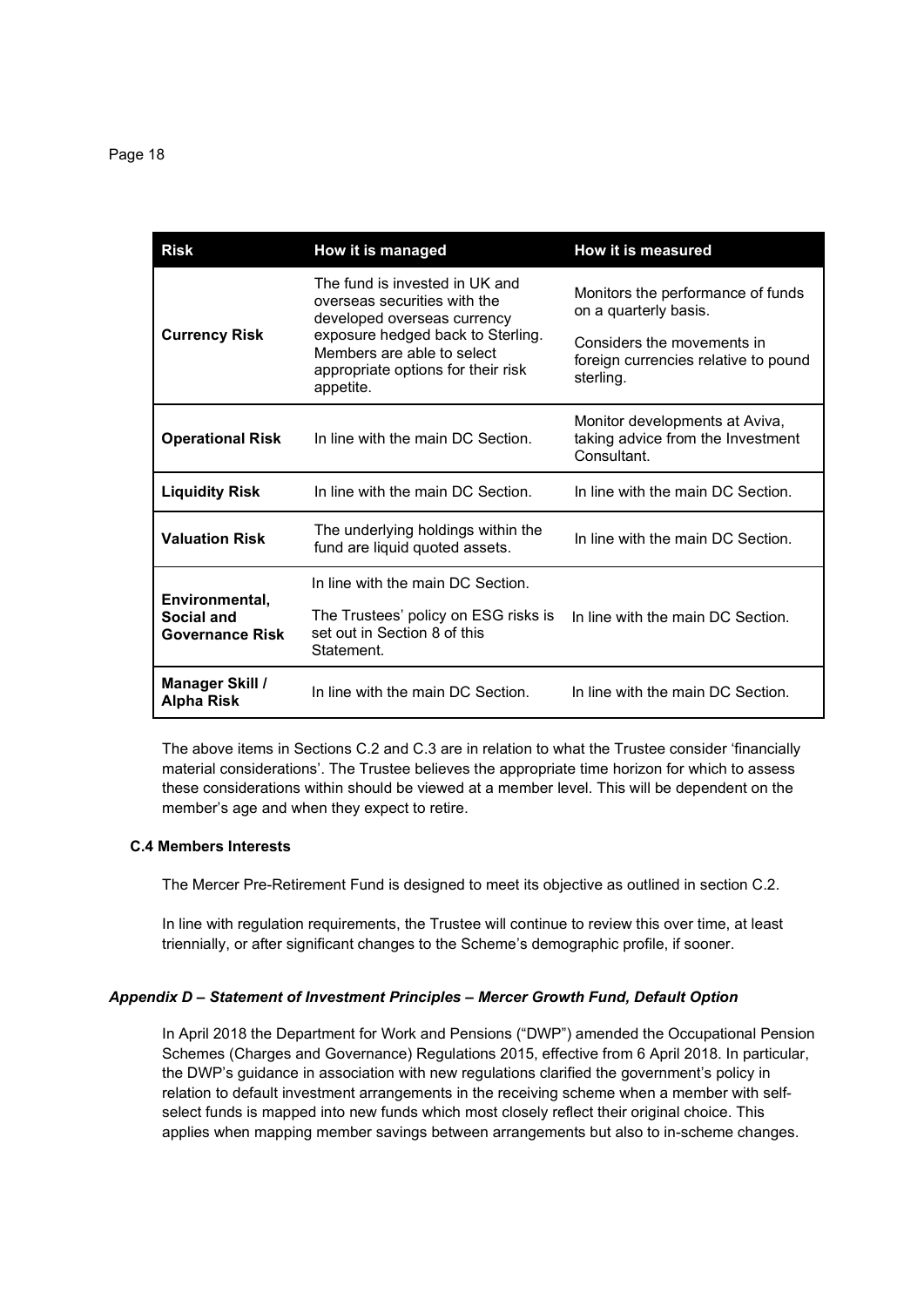| Risk | How it is managed | How it is measured |
|---|---|---|
| **Currency Risk** | The fund is invested in UK and overseas securities with the developed overseas currency exposure hedged back to Sterling. Members are able to select appropriate options for their risk appetite. | Monitors the performance of funds on a quarterly basis.<br><br>Considers the movements in foreign currencies relative to pound sterling. |
| **Operational Risk** | In line with the main DC Section. | Monitor developments at Aviva, taking advice from the Investment Consultant. |
| **Liquidity Risk** | In line with the main DC Section. | In line with the main DC Section. |
| **Valuation Risk** | The underlying holdings within the fund are liquid quoted assets. | In line with the main DC Section. |
| **Environmental, Social and Governance Risk** | In line with the main DC Section.<br><br>The Trustees' policy on ESG risks is set out in Section 8 of this Statement. | In line with the main DC Section. |
| **Manager Skill / Alpha Risk** | In line with the main DC Section. | In line with the main DC Section. |

The above items in Sections C.2 and C.3 are in relation to what the Trustee consider 'financially material considerations'. The Trustee believes the appropriate time horizon for which to assess these considerations within should be viewed at a member level. This will be dependent on the member's age and when they expect to retire.

### C.4 Members Interests

The Mercer Pre-Retirement Fund is designed to meet its objective as outlined in section C.2.

In line with regulation requirements, the Trustee will continue to review this over time, at least triennially, or after significant changes to the Scheme's demographic profile, if sooner.

### *Appendix D – Statement of Investment Principles – Mercer Growth Fund, Default Option*

In April 2018 the Department for Work and Pensions ("DWP") amended the Occupational Pension Schemes (Charges and Governance) Regulations 2015, effective from 6 April 2018. In particular, the DWP's guidance in association with new regulations clarified the government's policy in relation to default investment arrangements in the receiving scheme when a member with self-select funds is mapped into new funds which most closely reflect their original choice. This applies when mapping member savings between arrangements but also to in-scheme changes.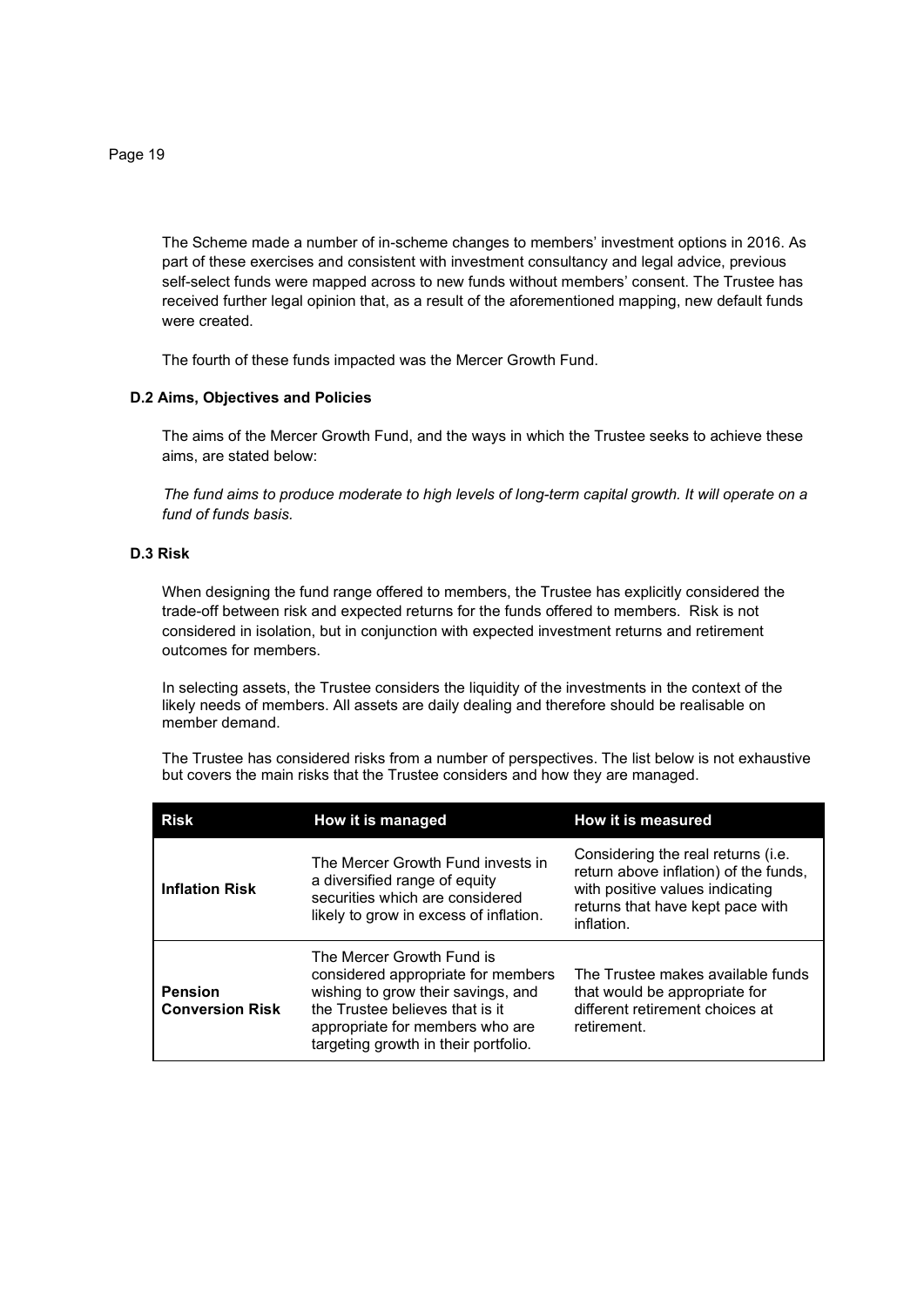The Scheme made a number of in-scheme changes to members' investment options in 2016. As part of these exercises and consistent with investment consultancy and legal advice, previous self-select funds were mapped across to new funds without members' consent. The Trustee has received further legal opinion that, as a result of the aforementioned mapping, new default funds were created.

The fourth of these funds impacted was the Mercer Growth Fund.

### D.2 Aims, Objectives and Policies

The aims of the Mercer Growth Fund, and the ways in which the Trustee seeks to achieve these aims, are stated below:

*The fund aims to produce moderate to high levels of long-term capital growth. It will operate on a fund of funds basis.*

### D.3 Risk

When designing the fund range offered to members, the Trustee has explicitly considered the trade-off between risk and expected returns for the funds offered to members. Risk is not considered in isolation, but in conjunction with expected investment returns and retirement outcomes for members.

In selecting assets, the Trustee considers the liquidity of the investments in the context of the likely needs of members. All assets are daily dealing and therefore should be realisable on member demand.

The Trustee has considered risks from a number of perspectives. The list below is not exhaustive but covers the main risks that the Trustee considers and how they are managed.

| Risk | How it is managed | How it is measured |
|---|---|---|
| **Inflation Risk** | The Mercer Growth Fund invests in a diversified range of equity securities which are considered likely to grow in excess of inflation. | Considering the real returns (i.e. return above inflation) of the funds, with positive values indicating returns that have kept pace with inflation. |
| **Pension Conversion Risk** | The Mercer Growth Fund is considered appropriate for members wishing to grow their savings, and the Trustee believes that is it appropriate for members who are targeting growth in their portfolio. | The Trustee makes available funds that would be appropriate for different retirement choices at retirement. |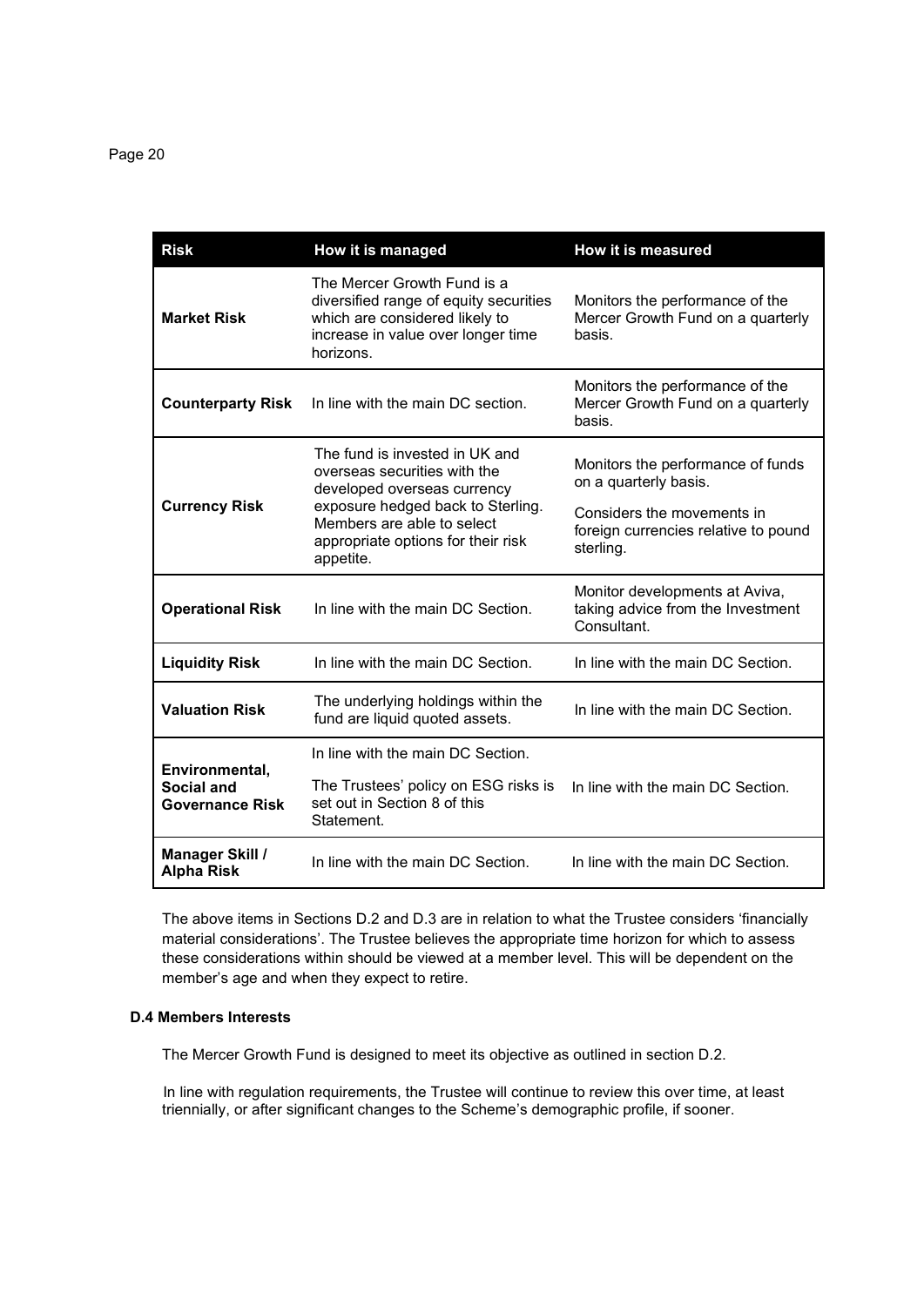| Risk | How it is managed | How it is measured |
|---|---|---|
| **Market Risk** | The Mercer Growth Fund is a diversified range of equity securities which are considered likely to increase in value over longer time horizons. | Monitors the performance of the Mercer Growth Fund on a quarterly basis. |
| **Counterparty Risk** | In line with the main DC section. | Monitors the performance of the Mercer Growth Fund on a quarterly basis. |
| **Currency Risk** | The fund is invested in UK and overseas securities with the developed overseas currency exposure hedged back to Sterling. Members are able to select appropriate options for their risk appetite. | Monitors the performance of funds on a quarterly basis. Considers the movements in foreign currencies relative to pound sterling. |
| **Operational Risk** | In line with the main DC Section. | Monitor developments at Aviva, taking advice from the Investment Consultant. |
| **Liquidity Risk** | In line with the main DC Section. | In line with the main DC Section. |
| **Valuation Risk** | The underlying holdings within the fund are liquid quoted assets. | In line with the main DC Section. |
| **Environmental, Social and Governance Risk** | In line with the main DC Section. The Trustees' policy on ESG risks is set out in Section 8 of this Statement. | In line with the main DC Section. |
| **Manager Skill / Alpha Risk** | In line with the main DC Section. | In line with the main DC Section. |

The above items in Sections D.2 and D.3 are in relation to what the Trustee considers 'financially material considerations'. The Trustee believes the appropriate time horizon for which to assess these considerations within should be viewed at a member level. This will be dependent on the member's age and when they expect to retire.

### D.4 Members Interests

The Mercer Growth Fund is designed to meet its objective as outlined in section D.2.

In line with regulation requirements, the Trustee will continue to review this over time, at least triennially, or after significant changes to the Scheme's demographic profile, if sooner.